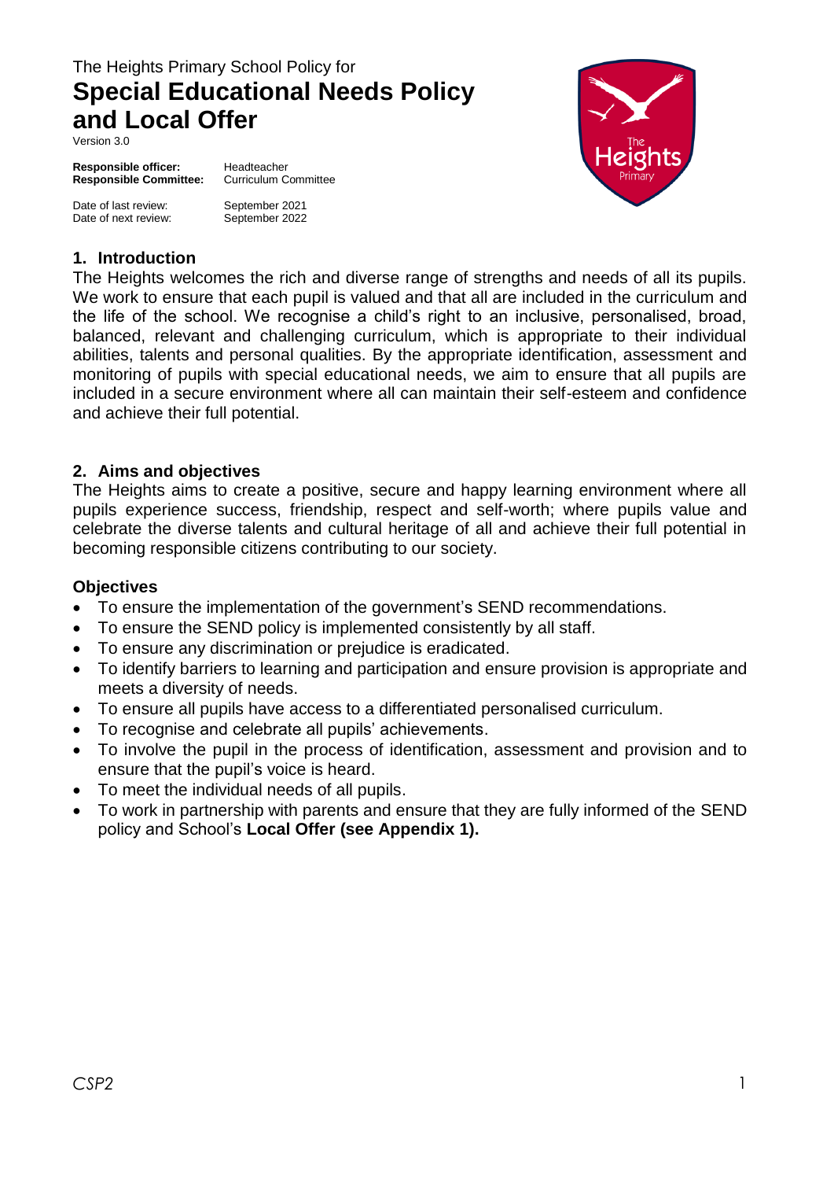The Heights Primary School Policy for

# Special Educational Needs Policy and Local Offer

Version 3.0

**Responsible officer:** Headteacher
**Responsible Committee:** Curriculum Committee

Date of last review: September 2021
Date of next review: September 2022

## 1. Introduction

The Heights welcomes the rich and diverse range of strengths and needs of all its pupils. We work to ensure that each pupil is valued and that all are included in the curriculum and the life of the school. We recognise a child's right to an inclusive, personalised, broad, balanced, relevant and challenging curriculum, which is appropriate to their individual abilities, talents and personal qualities. By the appropriate identification, assessment and monitoring of pupils with special educational needs, we aim to ensure that all pupils are included in a secure environment where all can maintain their self-esteem and confidence and achieve their full potential.

## 2. Aims and objectives

The Heights aims to create a positive, secure and happy learning environment where all pupils experience success, friendship, respect and self-worth; where pupils value and celebrate the diverse talents and cultural heritage of all and achieve their full potential in becoming responsible citizens contributing to our society.

### Objectives

- To ensure the implementation of the government's SEND recommendations.
- To ensure the SEND policy is implemented consistently by all staff.
- To ensure any discrimination or prejudice is eradicated.
- To identify barriers to learning and participation and ensure provision is appropriate and meets a diversity of needs.
- To ensure all pupils have access to a differentiated personalised curriculum.
- To recognise and celebrate all pupils' achievements.
- To involve the pupil in the process of identification, assessment and provision and to ensure that the pupil's voice is heard.
- To meet the individual needs of all pupils.
- To work in partnership with parents and ensure that they are fully informed of the SEND policy and School's **Local Offer (see Appendix 1).**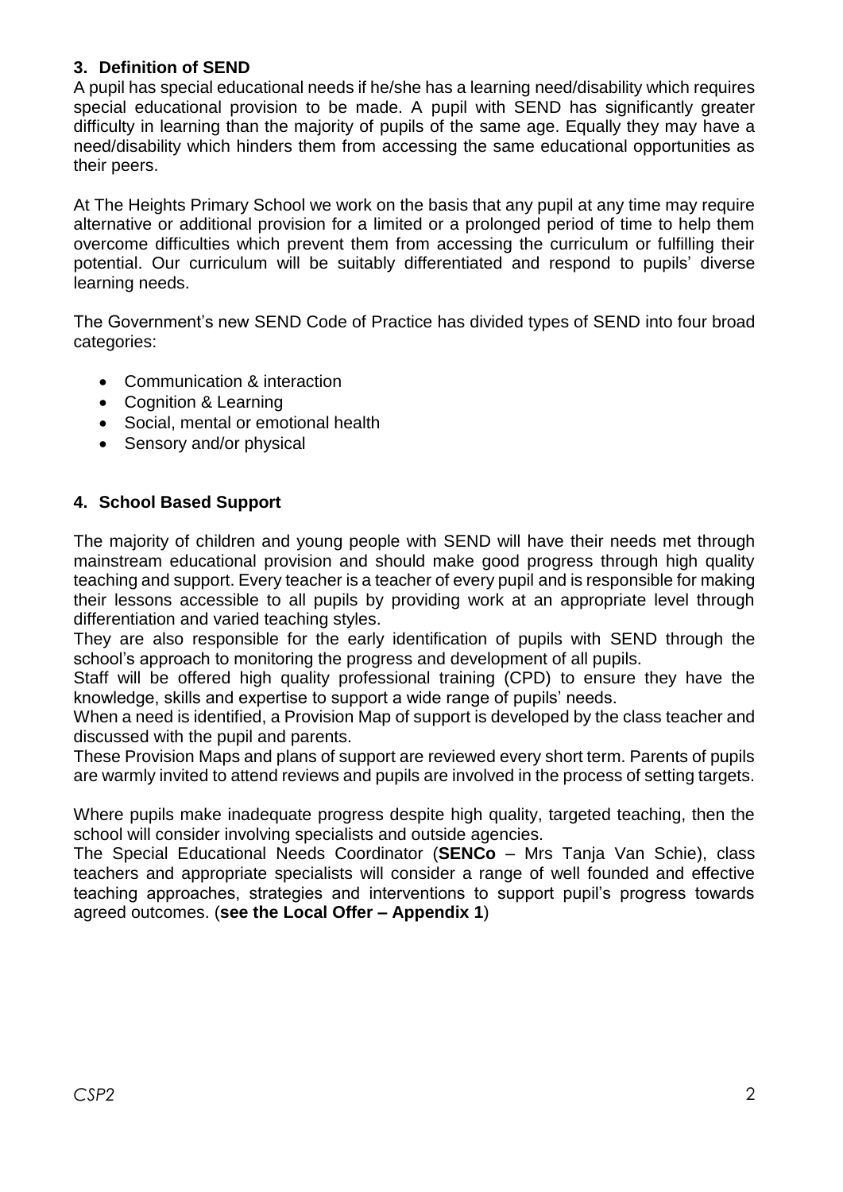## 3. Definition of SEND

A pupil has special educational needs if he/she has a learning need/disability which requires special educational provision to be made. A pupil with SEND has significantly greater difficulty in learning than the majority of pupils of the same age. Equally they may have a need/disability which hinders them from accessing the same educational opportunities as their peers.

At The Heights Primary School we work on the basis that any pupil at any time may require alternative or additional provision for a limited or a prolonged period of time to help them overcome difficulties which prevent them from accessing the curriculum or fulfilling their potential. Our curriculum will be suitably differentiated and respond to pupils' diverse learning needs.

The Government's new SEND Code of Practice has divided types of SEND into four broad categories:

- Communication & interaction
- Cognition & Learning
- Social, mental or emotional health
- Sensory and/or physical

## 4. School Based Support

The majority of children and young people with SEND will have their needs met through mainstream educational provision and should make good progress through high quality teaching and support. Every teacher is a teacher of every pupil and is responsible for making their lessons accessible to all pupils by providing work at an appropriate level through differentiation and varied teaching styles.

They are also responsible for the early identification of pupils with SEND through the school's approach to monitoring the progress and development of all pupils.

Staff will be offered high quality professional training (CPD) to ensure they have the knowledge, skills and expertise to support a wide range of pupils' needs.

When a need is identified, a Provision Map of support is developed by the class teacher and discussed with the pupil and parents.

These Provision Maps and plans of support are reviewed every short term. Parents of pupils are warmly invited to attend reviews and pupils are involved in the process of setting targets.

Where pupils make inadequate progress despite high quality, targeted teaching, then the school will consider involving specialists and outside agencies.

The Special Educational Needs Coordinator (**SENCo** – Mrs Tanja Van Schie), class teachers and appropriate specialists will consider a range of well founded and effective teaching approaches, strategies and interventions to support pupil's progress towards agreed outcomes. (**see the Local Offer – Appendix 1**)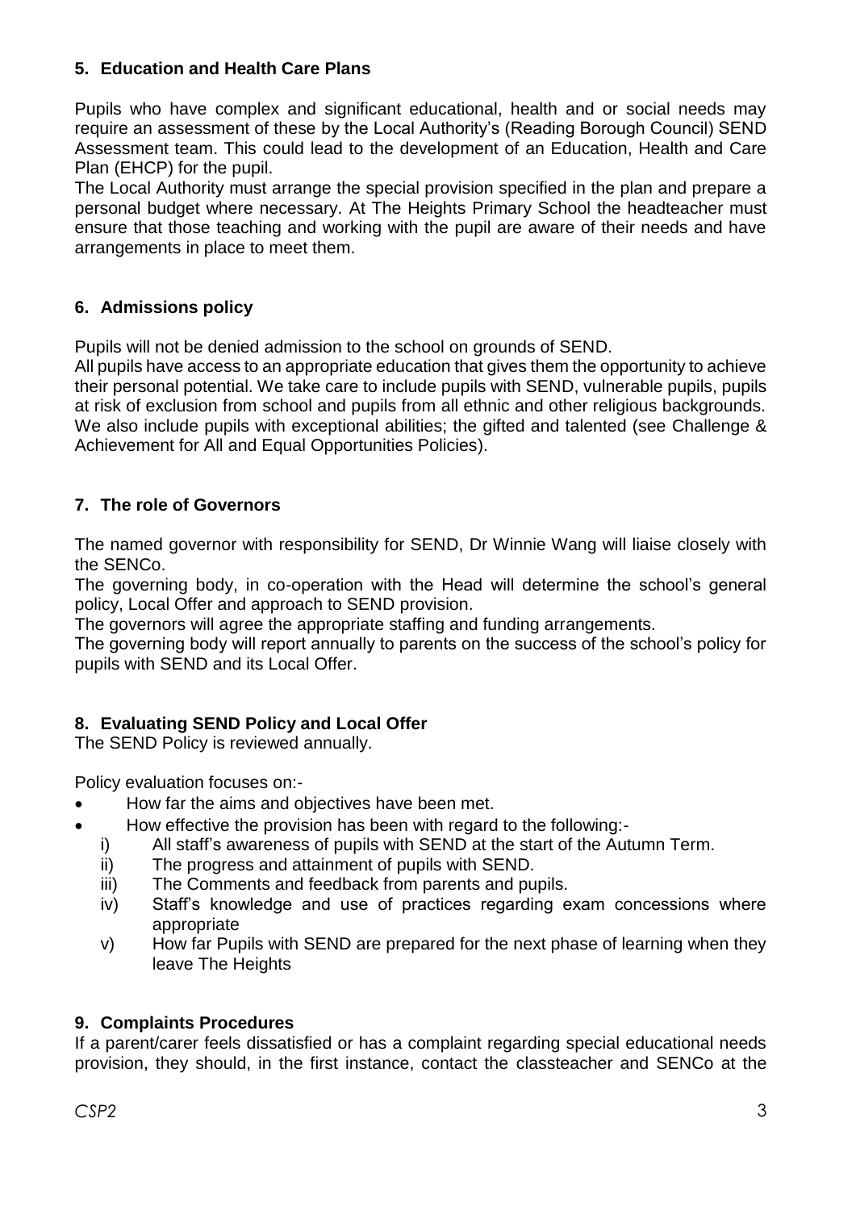## 5. Education and Health Care Plans

Pupils who have complex and significant educational, health and or social needs may require an assessment of these by the Local Authority's (Reading Borough Council) SEND Assessment team. This could lead to the development of an Education, Health and Care Plan (EHCP) for the pupil.

The Local Authority must arrange the special provision specified in the plan and prepare a personal budget where necessary. At The Heights Primary School the headteacher must ensure that those teaching and working with the pupil are aware of their needs and have arrangements in place to meet them.

## 6. Admissions policy

Pupils will not be denied admission to the school on grounds of SEND.

All pupils have access to an appropriate education that gives them the opportunity to achieve their personal potential. We take care to include pupils with SEND, vulnerable pupils, pupils at risk of exclusion from school and pupils from all ethnic and other religious backgrounds. We also include pupils with exceptional abilities; the gifted and talented (see Challenge & Achievement for All and Equal Opportunities Policies).

## 7. The role of Governors

The named governor with responsibility for SEND, Dr Winnie Wang will liaise closely with the SENCo.

The governing body, in co-operation with the Head will determine the school's general policy, Local Offer and approach to SEND provision.

The governors will agree the appropriate staffing and funding arrangements.

The governing body will report annually to parents on the success of the school's policy for pupils with SEND and its Local Offer.

## 8. Evaluating SEND Policy and Local Offer

The SEND Policy is reviewed annually.

Policy evaluation focuses on:-

- How far the aims and objectives have been met.
- How effective the provision has been with regard to the following:-
    i) All staff's awareness of pupils with SEND at the start of the Autumn Term.
    ii) The progress and attainment of pupils with SEND.
    iii) The Comments and feedback from parents and pupils.
    iv) Staff's knowledge and use of practices regarding exam concessions where appropriate
    v) How far Pupils with SEND are prepared for the next phase of learning when they leave The Heights

## 9. Complaints Procedures

If a parent/carer feels dissatisfied or has a complaint regarding special educational needs provision, they should, in the first instance, contact the classteacher and SENCo at the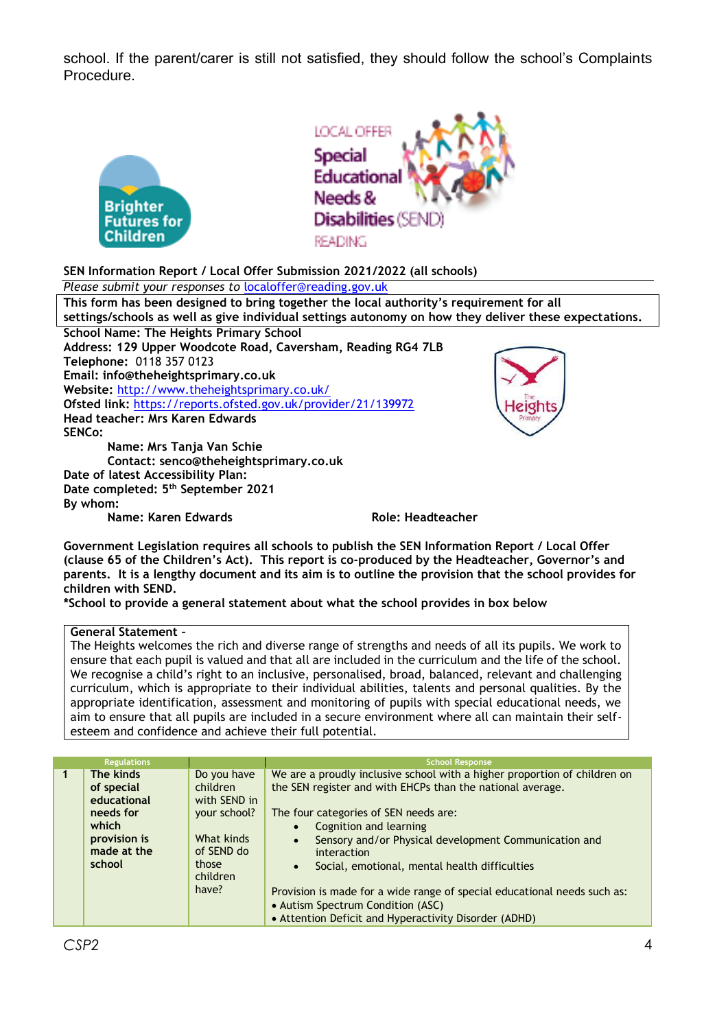school. If the parent/carer is still not satisfied, they should follow the school's Complaints Procedure.

**SEN Information Report / Local Offer Submission 2021/2022 (all schools)**

*Please submit your responses to* localoffer@reading.gov.uk

**This form has been designed to bring together the local authority's requirement for all settings/schools as well as give individual settings autonomy on how they deliver these expectations.**

**School Name: The Heights Primary School**
**Address: 129 Upper Woodcote Road, Caversham, Reading RG4 7LB**
**Telephone:** 0118 357 0123
**Email: info@theheightsprimary.co.uk**
**Website:** http://www.theheightsprimary.co.uk/
**Ofsted link:** https://reports.ofsted.gov.uk/provider/21/139972
**Head teacher: Mrs Karen Edwards**
**SENCo:**
**Name: Mrs Tanja Van Schie**
**Contact: senco@theheightsprimary.co.uk**
**Date of latest Accessibility Plan:**
**Date completed: 5th September 2021**
**By whom:**
**Name: Karen Edwards** **Role: Headteacher**

**Government Legislation requires all schools to publish the SEN Information Report / Local Offer (clause 65 of the Children's Act). This report is co-produced by the Headteacher, Governor's and parents. It is a lengthy document and its aim is to outline the provision that the school provides for children with SEND.**
**\*School to provide a general statement about what the school provides in box below**

**General Statement –**
The Heights welcomes the rich and diverse range of strengths and needs of all its pupils. We work to ensure that each pupil is valued and that all are included in the curriculum and the life of the school. We recognise a child's right to an inclusive, personalised, broad, balanced, relevant and challenging curriculum, which is appropriate to their individual abilities, talents and personal qualities. By the appropriate identification, assessment and monitoring of pupils with special educational needs, we aim to ensure that all pupils are included in a secure environment where all can maintain their self-esteem and confidence and achieve their full potential.

| Regulations | | | School Response |
|---|---|---|---|
| 1 | **The kinds of special educational needs for which provision is made at the school** | Do you have children with SEND in your school?<br><br>What kinds of SEND do those children have? | We are a proudly inclusive school with a higher proportion of children on the SEN register and with EHCPs than the national average.<br><br>The four categories of SEN needs are:<br>• Cognition and learning<br>• Sensory and/or Physical development Communication and interaction<br>• Social, emotional, mental health difficulties<br><br>Provision is made for a wide range of special educational needs such as:<br>• Autism Spectrum Condition (ASC)<br>• Attention Deficit and Hyperactivity Disorder (ADHD) |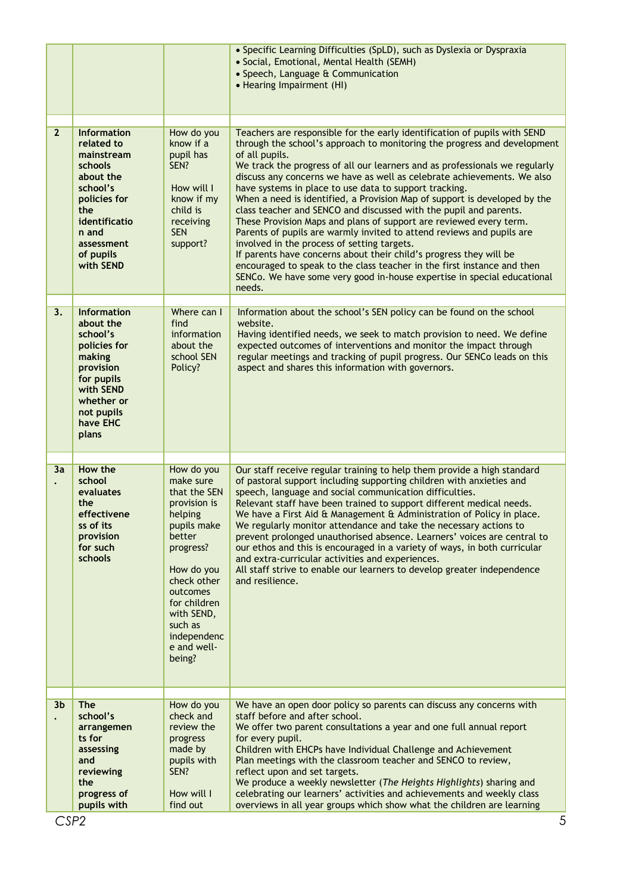| | | | |
|---|---|---|---|
| | | | • Specific Learning Difficulties (SpLD), such as Dyslexia or Dyspraxia<br>• Social, Emotional, Mental Health (SEMH)<br>• Speech, Language & Communication<br>• Hearing Impairment (HI) |
| **2** | **Information related to mainstream schools about the school's policies for the identification and assessment of pupils with SEND** | How do you know if a pupil has SEN?<br><br>How will I know if my child is receiving SEN support? | Teachers are responsible for the early identification of pupils with SEND through the school's approach to monitoring the progress and development of all pupils.<br>We track the progress of all our learners and as professionals we regularly discuss any concerns we have as well as celebrate achievements. We also have systems in place to use data to support tracking.<br>When a need is identified, a Provision Map of support is developed by the class teacher and SENCO and discussed with the pupil and parents.<br>These Provision Maps and plans of support are reviewed every term. Parents of pupils are warmly invited to attend reviews and pupils are involved in the process of setting targets.<br>If parents have concerns about their child's progress they will be encouraged to speak to the class teacher in the first instance and then SENCo. We have some very good in-house expertise in special educational needs. |
| **3.** | **Information about the school's policies for making provision for pupils with SEND whether or not pupils have EHC plans** | Where can I find information about the school SEN Policy? | Information about the school's SEN policy can be found on the school website.<br>Having identified needs, we seek to match provision to need. We define expected outcomes of interventions and monitor the impact through regular meetings and tracking of pupil progress. Our SENCo leads on this aspect and shares this information with governors. |
| **3a.** | **How the school evaluates the effectiveness of its provision for such schools** | How do you make sure that the SEN provision is helping pupils make better progress?<br><br>How do you check other outcomes for children with SEND, such as independence and well-being? | Our staff receive regular training to help them provide a high standard of pastoral support including supporting children with anxieties and speech, language and social communication difficulties.<br>Relevant staff have been trained to support different medical needs. We have a First Aid & Management & Administration of Policy in place. We regularly monitor attendance and take the necessary actions to prevent prolonged unauthorised absence. Learners' voices are central to our ethos and this is encouraged in a variety of ways, in both curricular and extra-curricular activities and experiences.<br>All staff strive to enable our learners to develop greater independence and resilience. |
| **3b.** | **The school's arrangements for assessing and reviewing the progress of pupils with** | How do you check and review the progress made by pupils with SEN?<br><br>How will I find out | We have an open door policy so parents can discuss any concerns with staff before and after school.<br>We offer two parent consultations a year and one full annual report for every pupil.<br>Children with EHCPs have Individual Challenge and Achievement Plan meetings with the classroom teacher and SENCO to review, reflect upon and set targets.<br>We produce a weekly newsletter (*The Heights Highlights*) sharing and celebrating our learners' activities and achievements and weekly class overviews in all year groups which show what the children are learning |

CSP2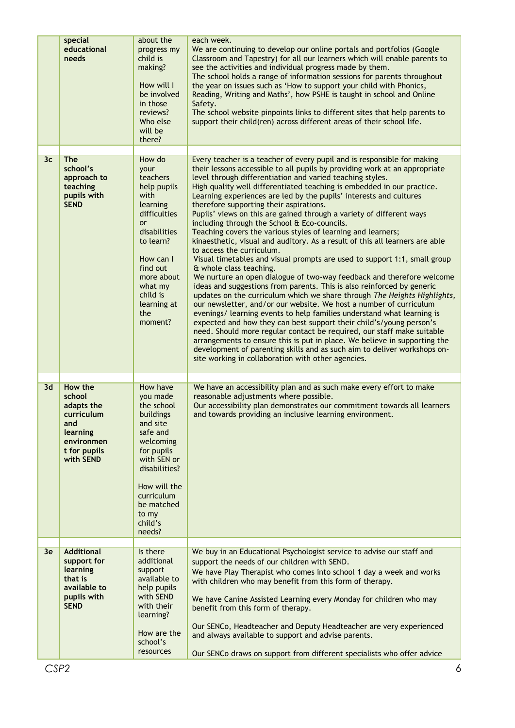| | | | |
|---|---|---|---|
| | **special educational needs** | about the progress my child is making?<br><br>How will I be involved in those reviews? Who else will be there? | each week.<br>We are continuing to develop our online portals and portfolios (Google Classroom and Tapestry) for all our learners which will enable parents to see the activities and individual progress made by them.<br>The school holds a range of information sessions for parents throughout the year on issues such as 'How to support your child with Phonics, Reading, Writing and Maths', how PSHE is taught in school and Online Safety.<br>The school website pinpoints links to different sites that help parents to support their child(ren) across different areas of their school life. |
| | | | |
| **3c** | **The school's approach to teaching pupils with SEND** | How do your teachers help pupils with learning difficulties or disabilities to learn?<br><br>How can I find out more about what my child is learning at the moment? | Every teacher is a teacher of every pupil and is responsible for making their lessons accessible to all pupils by providing work at an appropriate level through differentiation and varied teaching styles.<br>High quality well differentiated teaching is embedded in our practice. Learning experiences are led by the pupils' interests and cultures therefore supporting their aspirations.<br>Pupils' views on this are gained through a variety of different ways including through the School & Eco-councils.<br>Teaching covers the various styles of learning and learners; kinaesthetic, visual and auditory. As a result of this all learners are able to access the curriculum.<br>Visual timetables and visual prompts are used to support 1:1, small group & whole class teaching.<br>We nurture an open dialogue of two-way feedback and therefore welcome ideas and suggestions from parents. This is also reinforced by generic updates on the curriculum which we share through *The Heights Highlights,* our newsletter, and/or our website. We host a number of curriculum evenings/ learning events to help families understand what learning is expected and how they can best support their child's/young person's need. Should more regular contact be required, our staff make suitable arrangements to ensure this is put in place. We believe in supporting the development of parenting skills and as such aim to deliver workshops on-site working in collaboration with other agencies. |
| | | | |
| **3d** | **How the school adapts the curriculum and learning environment for pupils with SEND** | How have you made the school buildings and site safe and welcoming for pupils with SEN or disabilities?<br><br>How will the curriculum be matched to my child's needs? | We have an accessibility plan and as such make every effort to make reasonable adjustments where possible.<br>Our accessibility plan demonstrates our commitment towards all learners and towards providing an inclusive learning environment. |
| | | | |
| **3e** | **Additional support for learning that is available to pupils with SEND** | Is there additional support available to help pupils with SEND with their learning?<br><br>How are the school's resources | We buy in an Educational Psychologist service to advise our staff and support the needs of our children with SEND.<br>We have Play Therapist who comes into school 1 day a week and works with children who may benefit from this form of therapy.<br><br>We have Canine Assisted Learning every Monday for children who may benefit from this form of therapy.<br><br>Our SENCo, Headteacher and Deputy Headteacher are very experienced and always available to support and advise parents.<br><br>Our SENCo draws on support from different specialists who offer advice |

CSP2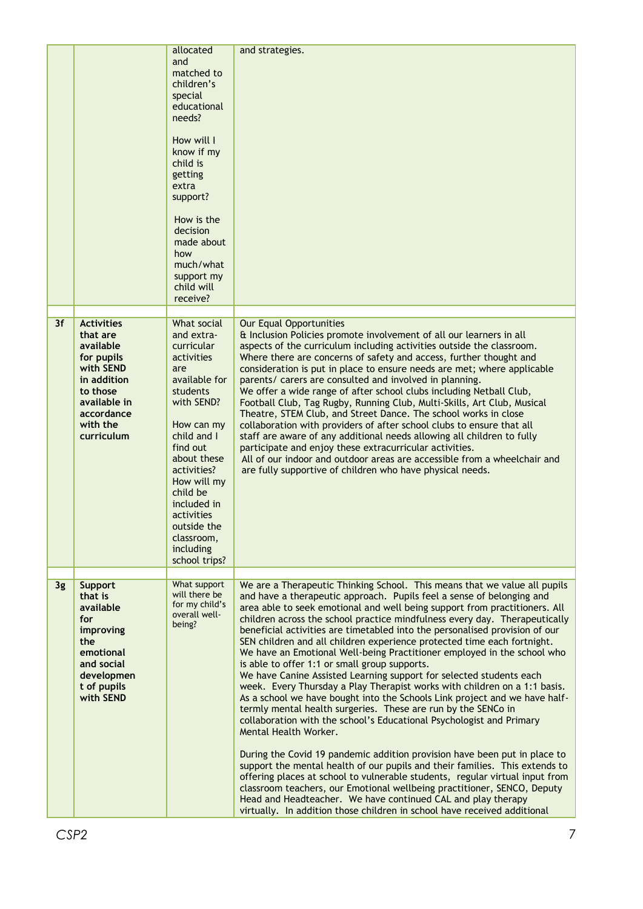| | | | |
|---|---|---|---|
| | | allocated and matched to children's special educational needs?<br><br>How will I know if my child is getting extra support?<br><br>How is the decision made about how much/what support my child will receive? | and strategies. |
| | | | |
| 3f | **Activities that are available for pupils with SEND in addition to those available in accordance with the curriculum** | What social and extra-curricular activities are available for students with SEND?<br><br>How can my child and I find out about these activities? How will my child be included in activities outside the classroom, including school trips? | Our Equal Opportunities & Inclusion Policies promote involvement of all our learners in all aspects of the curriculum including activities outside the classroom. Where there are concerns of safety and access, further thought and consideration is put in place to ensure needs are met; where applicable parents/ carers are consulted and involved in planning.<br>We offer a wide range of after school clubs including Netball Club, Football Club, Tag Rugby, Running Club, Multi-Skills, Art Club, Musical Theatre, STEM Club, and Street Dance. The school works in close collaboration with providers of after school clubs to ensure that all staff are aware of any additional needs allowing all children to fully participate and enjoy these extracurricular activities.<br>All of our indoor and outdoor areas are accessible from a wheelchair and are fully supportive of children who have physical needs. |
| | | | |
| 3g | **Support that is available for improving the emotional and social development of pupils with SEND** | What support will there be for my child's overall well-being? | We are a Therapeutic Thinking School. This means that we value all pupils and have a therapeutic approach. Pupils feel a sense of belonging and area able to seek emotional and well being support from practitioners. All children across the school practice mindfulness every day. Therapeutically beneficial activities are timetabled into the personalised provision of our SEN children and all children experience protected time each fortnight. We have an Emotional Well-being Practitioner employed in the school who is able to offer 1:1 or small group supports.<br>We have Canine Assisted Learning support for selected students each week. Every Thursday a Play Therapist works with children on a 1:1 basis. As a school we have bought into the Schools Link project and we have half-termly mental health surgeries. These are run by the SENCo in collaboration with the school's Educational Psychologist and Primary Mental Health Worker.<br><br>During the Covid 19 pandemic addition provision have been put in place to support the mental health of our pupils and their families. This extends to offering places at school to vulnerable students, regular virtual input from classroom teachers, our Emotional wellbeing practitioner, SENCO, Deputy Head and Headteacher. We have continued CAL and play therapy virtually. In addition those children in school have received additional |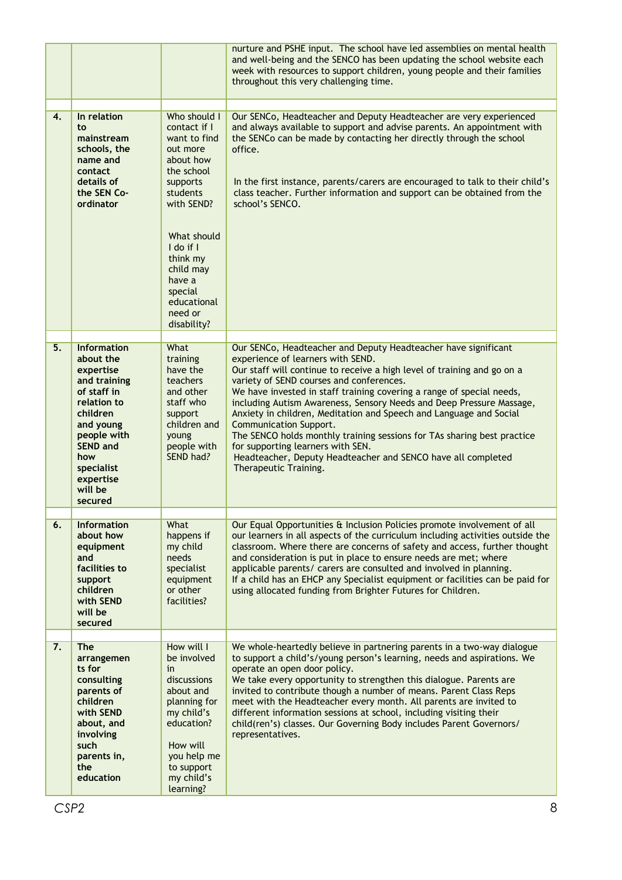| | | | |
|---|---|---|---|
| | | | nurture and PSHE input. The school have led assemblies on mental health and well-being and the SENCO has been updating the school website each week with resources to support children, young people and their families throughout this very challenging time. |
| **4.** | **In relation to mainstream schools, the name and contact details of the SEN Co-ordinator** | Who should I contact if I want to find out more about how the school supports students with SEND?<br><br>What should I do if I think my child may have a special educational need or disability? | Our SENCo, Headteacher and Deputy Headteacher are very experienced and always available to support and advise parents. An appointment with the SENCo can be made by contacting her directly through the school office.<br><br>In the first instance, parents/carers are encouraged to talk to their child's class teacher. Further information and support can be obtained from the school's SENCO. |
| **5.** | **Information about the expertise and training of staff in relation to children and young people with SEND and how specialist expertise will be secured** | What training have the teachers and other staff who support children and young people with SEND had? | Our SENCo, Headteacher and Deputy Headteacher have significant experience of learners with SEND.<br>Our staff will continue to receive a high level of training and go on a variety of SEND courses and conferences.<br>We have invested in staff training covering a range of special needs, including Autism Awareness, Sensory Needs and Deep Pressure Massage, Anxiety in children, Meditation and Speech and Language and Social Communication Support.<br>The SENCO holds monthly training sessions for TAs sharing best practice for supporting learners with SEN.<br>Headteacher, Deputy Headteacher and SENCO have all completed Therapeutic Training. |
| **6.** | **Information about how equipment and facilities to support children with SEND will be secured** | What happens if my child needs specialist equipment or other facilities? | Our Equal Opportunities & Inclusion Policies promote involvement of all our learners in all aspects of the curriculum including activities outside the classroom. Where there are concerns of safety and access, further thought and consideration is put in place to ensure needs are met; where applicable parents/ carers are consulted and involved in planning.<br>If a child has an EHCP any Specialist equipment or facilities can be paid for using allocated funding from Brighter Futures for Children. |
| **7.** | **The arrangements for consulting parents of children with SEND about, and involving such parents in, the education** | How will I be involved in discussions about and planning for my child's education?<br><br>How will you help me to support my child's learning? | We whole-heartedly believe in partnering parents in a two-way dialogue to support a child's/young person's learning, needs and aspirations. We operate an open door policy.<br>We take every opportunity to strengthen this dialogue. Parents are invited to contribute though a number of means. Parent Class Reps meet with the Headteacher every month. All parents are invited to different information sessions at school, including visiting their child(ren's) classes. Our Governing Body includes Parent Governors/ representatives. |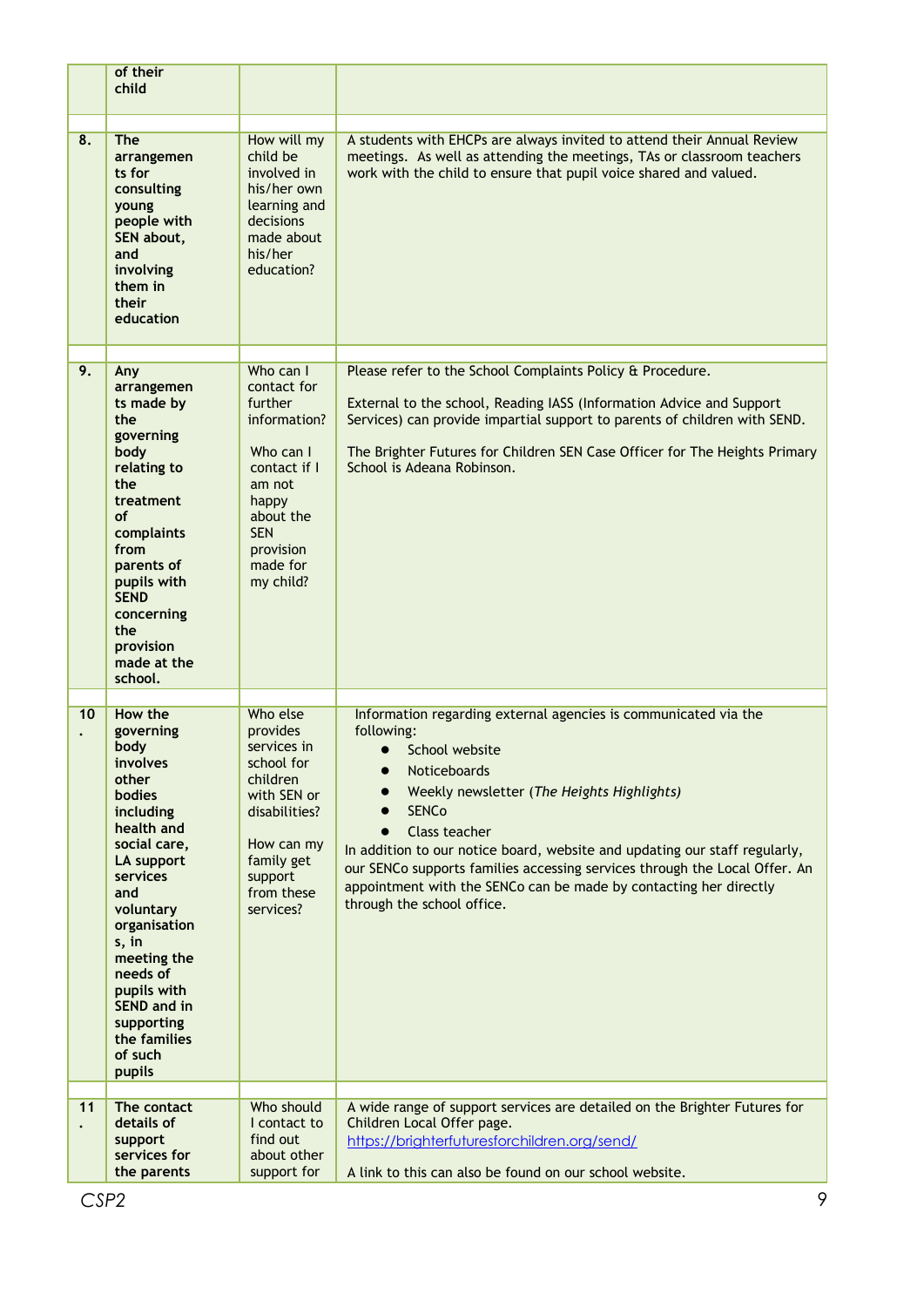|  |  |  |  |
|---|---|---|---|
|  | **of their child** |  |  |
| **8.** | **The arrangements for consulting young people with SEN about, and involving them in their education** | How will my child be involved in his/her own learning and decisions made about his/her education? | A students with EHCPs are always invited to attend their Annual Review meetings. As well as attending the meetings, TAs or classroom teachers work with the child to ensure that pupil voice shared and valued. |
| **9.** | **Any arrangements made by the governing body relating to the treatment of complaints from parents of pupils with SEND concerning the provision made at the school.** | Who can I contact for further information?<br><br>Who can I contact if I am not happy about the SEN provision made for my child? | Please refer to the School Complaints Policy & Procedure.<br><br>External to the school, Reading IASS (Information Advice and Support Services) can provide impartial support to parents of children with SEND.<br><br>The Brighter Futures for Children SEN Case Officer for The Heights Primary School is Adeana Robinson. |
| **10.** | **How the governing body involves other bodies including health and social care, LA support services and voluntary organisations, in meeting the needs of pupils with SEND and in supporting the families of such pupils** | Who else provides services in school for children with SEN or disabilities?<br><br>How can my family get support from these services? | Information regarding external agencies is communicated via the following:<br>● School website<br>● Noticeboards<br>● Weekly newsletter (*The Heights Highlights*)<br>● SENCo<br>● Class teacher<br>In addition to our notice board, website and updating our staff regularly, our SENCo supports families accessing services through the Local Offer. An appointment with the SENCo can be made by contacting her directly through the school office. |
| **11.** | **The contact details of support services for the parents** | Who should I contact to find out about other support for | A wide range of support services are detailed on the Brighter Futures for Children Local Offer page.<br>https://brighterfuturesforchildren.org/send/<br><br>A link to this can also be found on our school website. |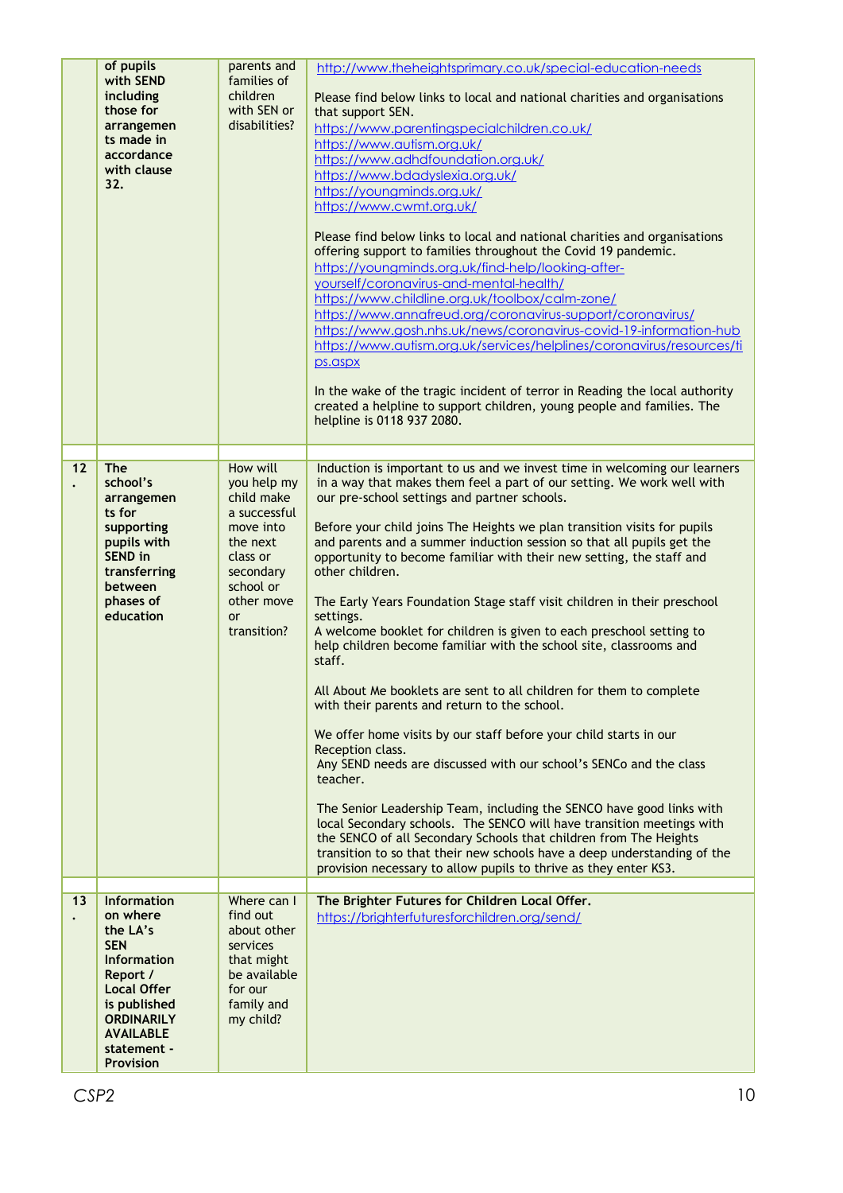| | of pupils with SEND including those for arrangements made in accordance with clause 32. | parents and families of children with SEN or disabilities? | http://www.theheightsprimary.co.uk/special-education-needs<br><br>Please find below links to local and national charities and organisations that support SEN.<br>https://www.parentingspecialchildren.co.uk/<br>https://www.autism.org.uk/<br>https://www.adhdfoundation.org.uk/<br>https://www.bdadyslexia.org.uk/<br>https://youngminds.org.uk/<br>https://www.cwmt.org.uk/<br><br>Please find below links to local and national charities and organisations offering support to families throughout the Covid 19 pandemic.<br>https://youngminds.org.uk/find-help/looking-after-yourself/coronavirus-and-mental-health/<br>https://www.childline.org.uk/toolbox/calm-zone/<br>https://www.annafreud.org/coronavirus-support/coronavirus/<br>https://www.gosh.nhs.uk/news/coronavirus-covid-19-information-hub<br>https://www.autism.org.uk/services/helplines/coronavirus/resources/tips.aspx<br><br>In the wake of the tragic incident of terror in Reading the local authority created a helpline to support children, young people and families. The helpline is 0118 937 2080. |
|---|---|---|---|
| | | | |
| 12. | **The school's arrangements for supporting pupils with SEND in transferring between phases of education** | How will you help my child make a successful move into the next class or secondary school or other move or transition? | Induction is important to us and we invest time in welcoming our learners in a way that makes them feel a part of our setting. We work well with our pre-school settings and partner schools.<br><br>Before your child joins The Heights we plan transition visits for pupils and parents and a summer induction session so that all pupils get the opportunity to become familiar with their new setting, the staff and other children.<br><br>The Early Years Foundation Stage staff visit children in their preschool settings.<br>A welcome booklet for children is given to each preschool setting to help children become familiar with the school site, classrooms and staff.<br><br>All About Me booklets are sent to all children for them to complete with their parents and return to the school.<br><br>We offer home visits by our staff before your child starts in our Reception class.<br>Any SEND needs are discussed with our school's SENCo and the class teacher.<br><br>The Senior Leadership Team, including the SENCO have good links with local Secondary schools. The SENCO will have transition meetings with the SENCO of all Secondary Schools that children from The Heights transition to so that their new schools have a deep understanding of the provision necessary to allow pupils to thrive as they enter KS3. |
| | | | |
| 13. | **Information on where the LA's SEN Information Report / Local Offer is published ORDINARILY AVAILABLE statement - Provision** | Where can I find out about other services that might be available for our family and my child? | **The Brighter Futures for Children Local Offer.**<br>https://brighterfuturesforchildren.org/send/ |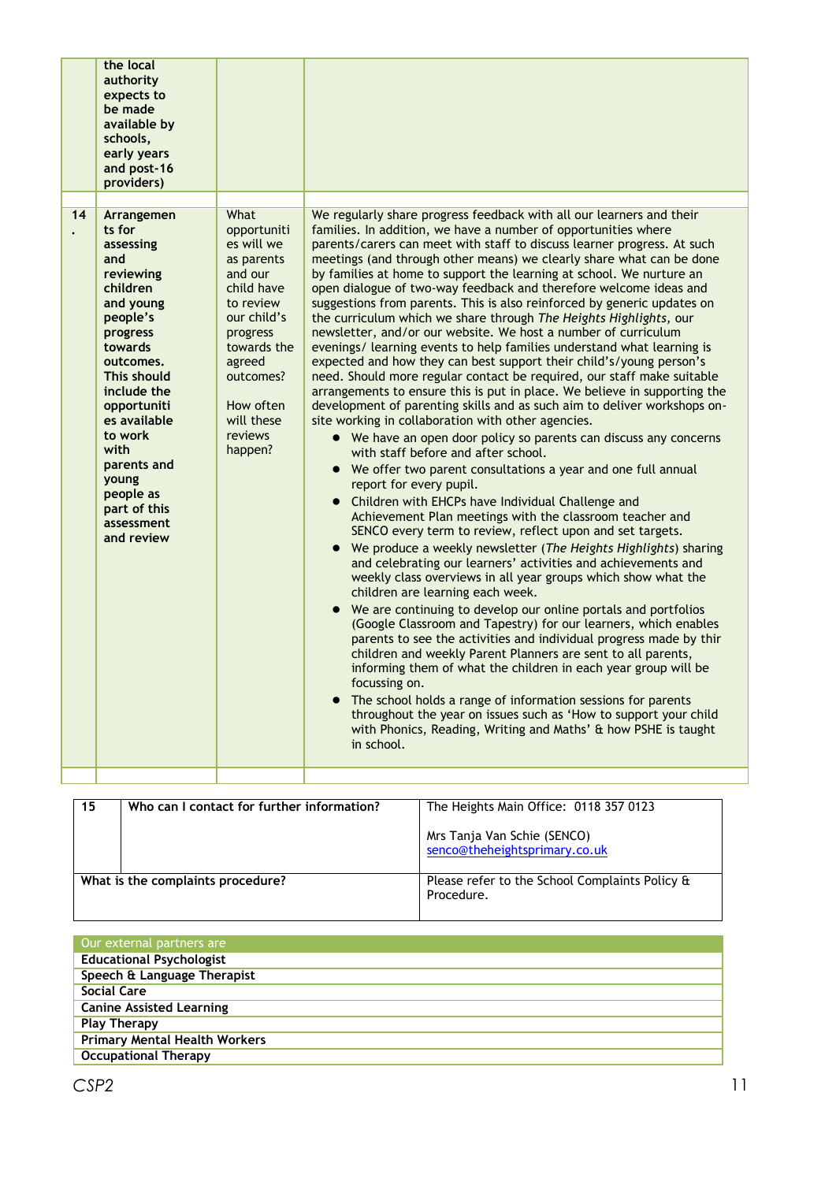| | | | |
|---|---|---|---|
| | the local authority expects to be made available by schools, early years and post-16 providers) | | |
| | | | |
| 14. | **Arrangements for assessing and reviewing children and young people's progress towards outcomes. This should include the opportunities available to work with parents and young people as part of this assessment and review** | What opportunities will we as parents and our child have to review our child's progress towards the agreed outcomes?<br><br>How often will these reviews happen? | We regularly share progress feedback with all our learners and their families. In addition, we have a number of opportunities where parents/carers can meet with staff to discuss learner progress. At such meetings (and through other means) we clearly share what can be done by families at home to support the learning at school. We nurture an open dialogue of two-way feedback and therefore welcome ideas and suggestions from parents. This is also reinforced by generic updates on the curriculum which we share through *The Heights Highlights*, our newsletter, and/or our website. We host a number of curriculum evenings/ learning events to help families understand what learning is expected and how they can best support their child's/young person's need. Should more regular contact be required, our staff make suitable arrangements to ensure this is put in place. We believe in supporting the development of parenting skills and as such aim to deliver workshops on-site working in collaboration with other agencies.<br>• We have an open door policy so parents can discuss any concerns with staff before and after school.<br>• We offer two parent consultations a year and one full annual report for every pupil.<br>• Children with EHCPs have Individual Challenge and Achievement Plan meetings with the classroom teacher and SENCO every term to review, reflect upon and set targets.<br>• We produce a weekly newsletter (*The Heights Highlights*) sharing and celebrating our learners' activities and achievements and weekly class overviews in all year groups which show what the children are learning each week.<br>• We are continuing to develop our online portals and portfolios (Google Classroom and Tapestry) for our learners, which enables parents to see the activities and individual progress made by thir children and weekly Parent Planners are sent to all parents, informing them of what the children in each year group will be focussing on.<br>• The school holds a range of information sessions for parents throughout the year on issues such as 'How to support your child with Phonics, Reading, Writing and Maths' & how PSHE is taught in school. |
| | | | |

| 15 | **Who can I contact for further information?** | The Heights Main Office: 0118 357 0123<br><br>Mrs Tanja Van Schie (SENCO)<br>senco@theheightsprimary.co.uk |
|---|---|---|
| **What is the complaints procedure?** | | Please refer to the School Complaints Policy & Procedure. |

| Our external partners are |
|---|
| **Educational Psychologist** |
| **Speech & Language Therapist** |
| **Social Care** |
| **Canine Assisted Learning** |
| **Play Therapy** |
| **Primary Mental Health Workers** |
| **Occupational Therapy** |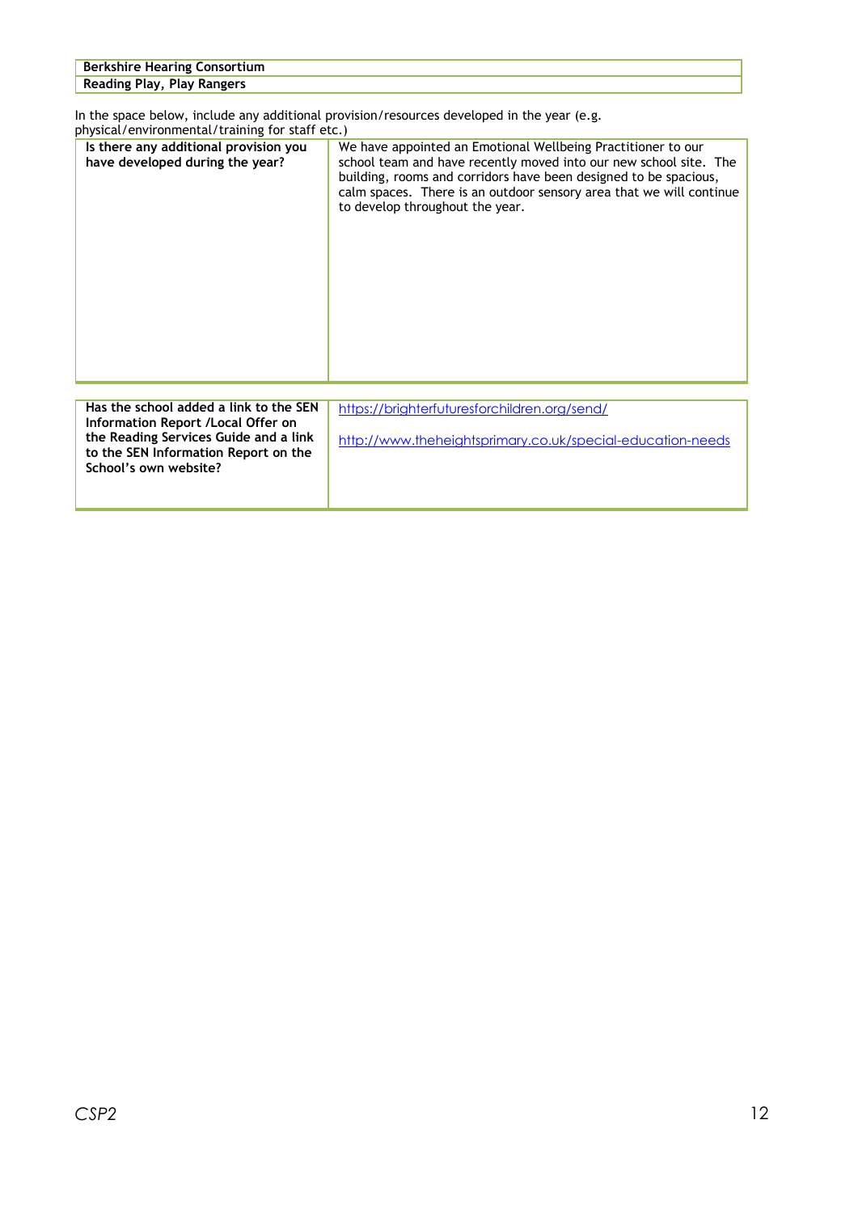| |
|---|
| **Berkshire Hearing Consortium** |
| **Reading Play, Play Rangers** |

In the space below, include any additional provision/resources developed in the year (e.g. physical/environmental/training for staff etc.)

| | |
|---|---|
| **Is there any additional provision you have developed during the year?** | We have appointed an Emotional Wellbeing Practitioner to our school team and have recently moved into our new school site. The building, rooms and corridors have been designed to be spacious, calm spaces. There is an outdoor sensory area that we will continue to develop throughout the year. |

| | |
|---|---|
| **Has the school added a link to the SEN Information Report /Local Offer on the Reading Services Guide and a link to the SEN Information Report on the School's own website?** | https://brighterfuturesforchildren.org/send/ <br><br> http://www.theheightsprimary.co.uk/special-education-needs |

*CSP2*